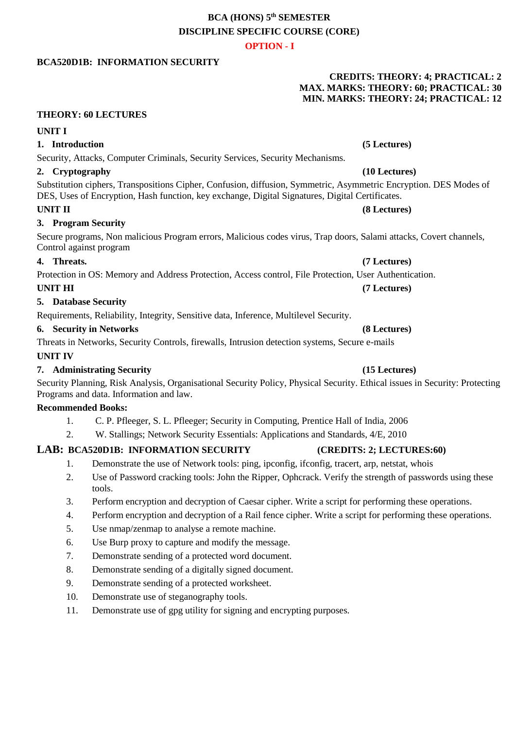**BCA (HONS) 5th SEMESTER**

**DISCIPLINE SPECIFIC COURSE (CORE)**

**OPTION - I**

## BCA520D1B: INFORMATION SECURITY

**CREDITS: THEORY: 4; PRACTICAL: 2**
**MAX. MARKS: THEORY: 60; PRACTICAL: 30**
**MIN. MARKS: THEORY: 24; PRACTICAL: 12**

### THEORY: 60 LECTURES

**UNIT I**

**1. Introduction** **(5 Lectures)**

Security, Attacks, Computer Criminals, Security Services, Security Mechanisms.

**2. Cryptography** **(10 Lectures)**

Substitution ciphers, Transpositions Cipher, Confusion, diffusion, Symmetric, Asymmetric Encryption. DES Modes of DES, Uses of Encryption, Hash function, key exchange, Digital Signatures, Digital Certificates.

**UNIT II** **(8 Lectures)**

**3. Program Security**

Secure programs, Non malicious Program errors, Malicious codes virus, Trap doors, Salami attacks, Covert channels, Control against program

**4. Threats.** **(7 Lectures)**

Protection in OS: Memory and Address Protection, Access control, File Protection, User Authentication.

**UNIT HI** **(7 Lectures)**

**5. Database Security**

Requirements, Reliability, Integrity, Sensitive data, Inference, Multilevel Security.

**6. Security in Networks** **(8 Lectures)**

Threats in Networks, Security Controls, firewalls, Intrusion detection systems, Secure e-mails

**UNIT IV**

**7. Administrating Security** **(15 Lectures)**

Security Planning, Risk Analysis, Organisational Security Policy, Physical Security. Ethical issues in Security: Protecting Programs and data. Information and law.

**Recommended Books:**

1. C. P. Pfleeger, S. L. Pfleeger; Security in Computing, Prentice Hall of India, 2006
2. W. Stallings; Network Security Essentials: Applications and Standards, 4/E, 2010

### LAB: BCA520D1B: INFORMATION SECURITY (CREDITS: 2; LECTURES:60)

1. Demonstrate the use of Network tools: ping, ipconfig, ifconfig, tracert, arp, netstat, whois
2. Use of Password cracking tools: John the Ripper, Ophcrack. Verify the strength of passwords using these tools.
3. Perform encryption and decryption of Caesar cipher. Write a script for performing these operations.
4. Perform encryption and decryption of a Rail fence cipher. Write a script for performing these operations.
5. Use nmap/zenmap to analyse a remote machine.
6. Use Burp proxy to capture and modify the message.
7. Demonstrate sending of a protected word document.
8. Demonstrate sending of a digitally signed document.
9. Demonstrate sending of a protected worksheet.
10. Demonstrate use of steganography tools.
11. Demonstrate use of gpg utility for signing and encrypting purposes.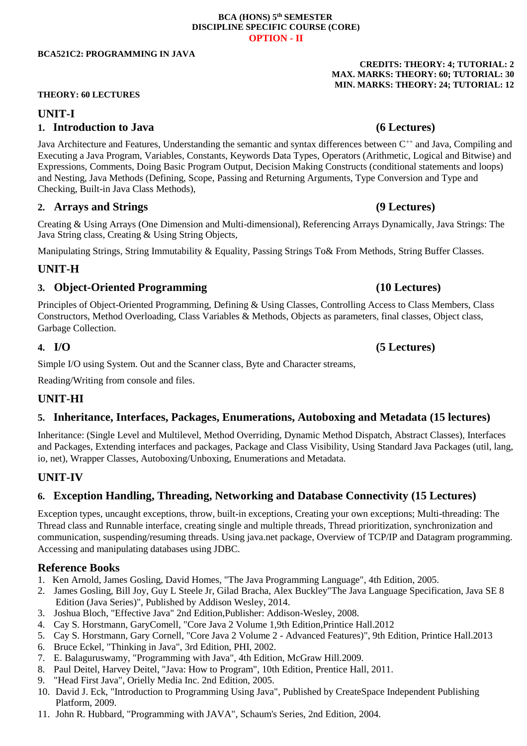**BCA (HONS) 5th SEMESTER**
**DISCIPLINE SPECIFIC COURSE (CORE)**
**OPTION - II**

**BCA521C2: PROGRAMMING IN JAVA**

**CREDITS: THEORY: 4; TUTORIAL: 2**
**MAX. MARKS: THEORY: 60; TUTORIAL: 30**
**MIN. MARKS: THEORY: 24; TUTORIAL: 12**

**THEORY: 60 LECTURES**

## UNIT-I

### 1. Introduction to Java (6 Lectures)

Java Architecture and Features, Understanding the semantic and syntax differences between C++ and Java, Compiling and Executing a Java Program, Variables, Constants, Keywords Data Types, Operators (Arithmetic, Logical and Bitwise) and Expressions, Comments, Doing Basic Program Output, Decision Making Constructs (conditional statements and loops) and Nesting, Java Methods (Defining, Scope, Passing and Returning Arguments, Type Conversion and Type and Checking, Built-in Java Class Methods),

### 2. Arrays and Strings (9 Lectures)

Creating & Using Arrays (One Dimension and Multi-dimensional), Referencing Arrays Dynamically, Java Strings: The Java String class, Creating & Using String Objects,

Manipulating Strings, String Immutability & Equality, Passing Strings To& From Methods, String Buffer Classes.

## UNIT-H

### 3. Object-Oriented Programming (10 Lectures)

Principles of Object-Oriented Programming, Defining & Using Classes, Controlling Access to Class Members, Class Constructors, Method Overloading, Class Variables & Methods, Objects as parameters, final classes, Object class, Garbage Collection.

### 4. I/O (5 Lectures)

Simple I/O using System. Out and the Scanner class, Byte and Character streams,

Reading/Writing from console and files.

## UNIT-HI

### 5. Inheritance, Interfaces, Packages, Enumerations, Autoboxing and Metadata (15 lectures)

Inheritance: (Single Level and Multilevel, Method Overriding, Dynamic Method Dispatch, Abstract Classes), Interfaces and Packages, Extending interfaces and packages, Package and Class Visibility, Using Standard Java Packages (util, lang, io, net), Wrapper Classes, Autoboxing/Unboxing, Enumerations and Metadata.

## UNIT-IV

### 6. Exception Handling, Threading, Networking and Database Connectivity (15 Lectures)

Exception types, uncaught exceptions, throw, built-in exceptions, Creating your own exceptions; Multi-threading: The Thread class and Runnable interface, creating single and multiple threads, Thread prioritization, synchronization and communication, suspending/resuming threads. Using java.net package, Overview of TCP/IP and Datagram programming. Accessing and manipulating databases using JDBC.

## Reference Books

1. Ken Arnold, James Gosling, David Homes, "The Java Programming Language", 4th Edition, 2005.
2. James Gosling, Bill Joy, Guy L Steele Jr, Gilad Bracha, Alex Buckley"The Java Language Specification, Java SE 8 Edition (Java Series)", Published by Addison Wesley, 2014.
3. Joshua Bloch, "Effective Java" 2nd Edition,Publisher: Addison-Wesley, 2008.
4. Cay S. Horstmann, GaryComell, "Core Java 2 Volume 1,9th Edition,Printice Hall.2012
5. Cay S. Horstmann, Gary Cornell, "Core Java 2 Volume 2 - Advanced Features)", 9th Edition, Printice Hall.2013
6. Bruce Eckel, "Thinking in Java", 3rd Edition, PHI, 2002.
7. E. Balaguruswamy, "Programming with Java", 4th Edition, McGraw Hill.2009.
8. Paul Deitel, Harvey Deitel, "Java: How to Program", 10th Edition, Prentice Hall, 2011.
9. "Head First Java", Orielly Media Inc. 2nd Edition, 2005.
10. David J. Eck, "Introduction to Programming Using Java", Published by CreateSpace Independent Publishing Platform, 2009.
11. John R. Hubbard, "Programming with JAVA", Schaum's Series, 2nd Edition, 2004.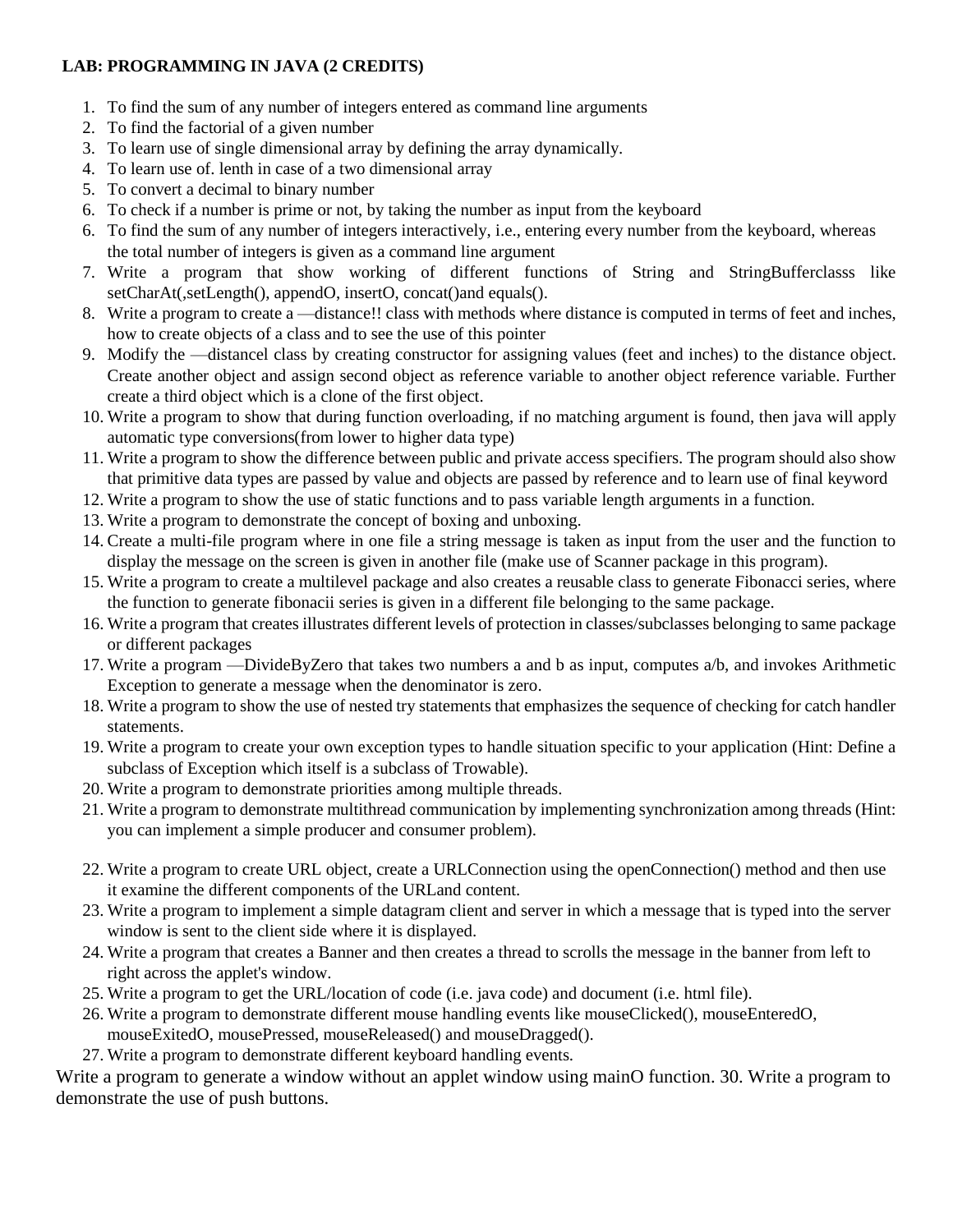**LAB: PROGRAMMING IN JAVA (2 CREDITS)**

1. To find the sum of any number of integers entered as command line arguments
2. To find the factorial of a given number
3. To learn use of single dimensional array by defining the array dynamically.
4. To learn use of. lenth in case of a two dimensional array
5. To convert a decimal to binary number
6. To check if a number is prime or not, by taking the number as input from the keyboard
6. To find the sum of any number of integers interactively, i.e., entering every number from the keyboard, whereas the total number of integers is given as a command line argument
7. Write a program that show working of different functions of String and StringBufferclasss like setCharAt(,setLength(), appendO, insertO, concat()and equals().
8. Write a program to create a —distance!! class with methods where distance is computed in terms of feet and inches, how to create objects of a class and to see the use of this pointer
9. Modify the —distancel class by creating constructor for assigning values (feet and inches) to the distance object. Create another object and assign second object as reference variable to another object reference variable. Further create a third object which is a clone of the first object.
10. Write a program to show that during function overloading, if no matching argument is found, then java will apply automatic type conversions(from lower to higher data type)
11. Write a program to show the difference between public and private access specifiers. The program should also show that primitive data types are passed by value and objects are passed by reference and to learn use of final keyword
12. Write a program to show the use of static functions and to pass variable length arguments in a function.
13. Write a program to demonstrate the concept of boxing and unboxing.
14. Create a multi-file program where in one file a string message is taken as input from the user and the function to display the message on the screen is given in another file (make use of Scanner package in this program).
15. Write a program to create a multilevel package and also creates a reusable class to generate Fibonacci series, where the function to generate fibonacii series is given in a different file belonging to the same package.
16. Write a program that creates illustrates different levels of protection in classes/subclasses belonging to same package or different packages
17. Write a program —DivideByZero that takes two numbers a and b as input, computes a/b, and invokes Arithmetic Exception to generate a message when the denominator is zero.
18. Write a program to show the use of nested try statements that emphasizes the sequence of checking for catch handler statements.
19. Write a program to create your own exception types to handle situation specific to your application (Hint: Define a subclass of Exception which itself is a subclass of Trowable).
20. Write a program to demonstrate priorities among multiple threads.
21. Write a program to demonstrate multithread communication by implementing synchronization among threads (Hint: you can implement a simple producer and consumer problem).
22. Write a program to create URL object, create a URLConnection using the openConnection() method and then use it examine the different components of the URLand content.
23. Write a program to implement a simple datagram client and server in which a message that is typed into the server window is sent to the client side where it is displayed.
24. Write a program that creates a Banner and then creates a thread to scrolls the message in the banner from left to right across the applet's window.
25. Write a program to get the URL/location of code (i.e. java code) and document (i.e. html file).
26. Write a program to demonstrate different mouse handling events like mouseClicked(), mouseEnteredO, mouseExitedO, mousePressed, mouseReleased() and mouseDragged().
27. Write a program to demonstrate different keyboard handling events.

Write a program to generate a window without an applet window using mainO function. 30. Write a program to demonstrate the use of push buttons.